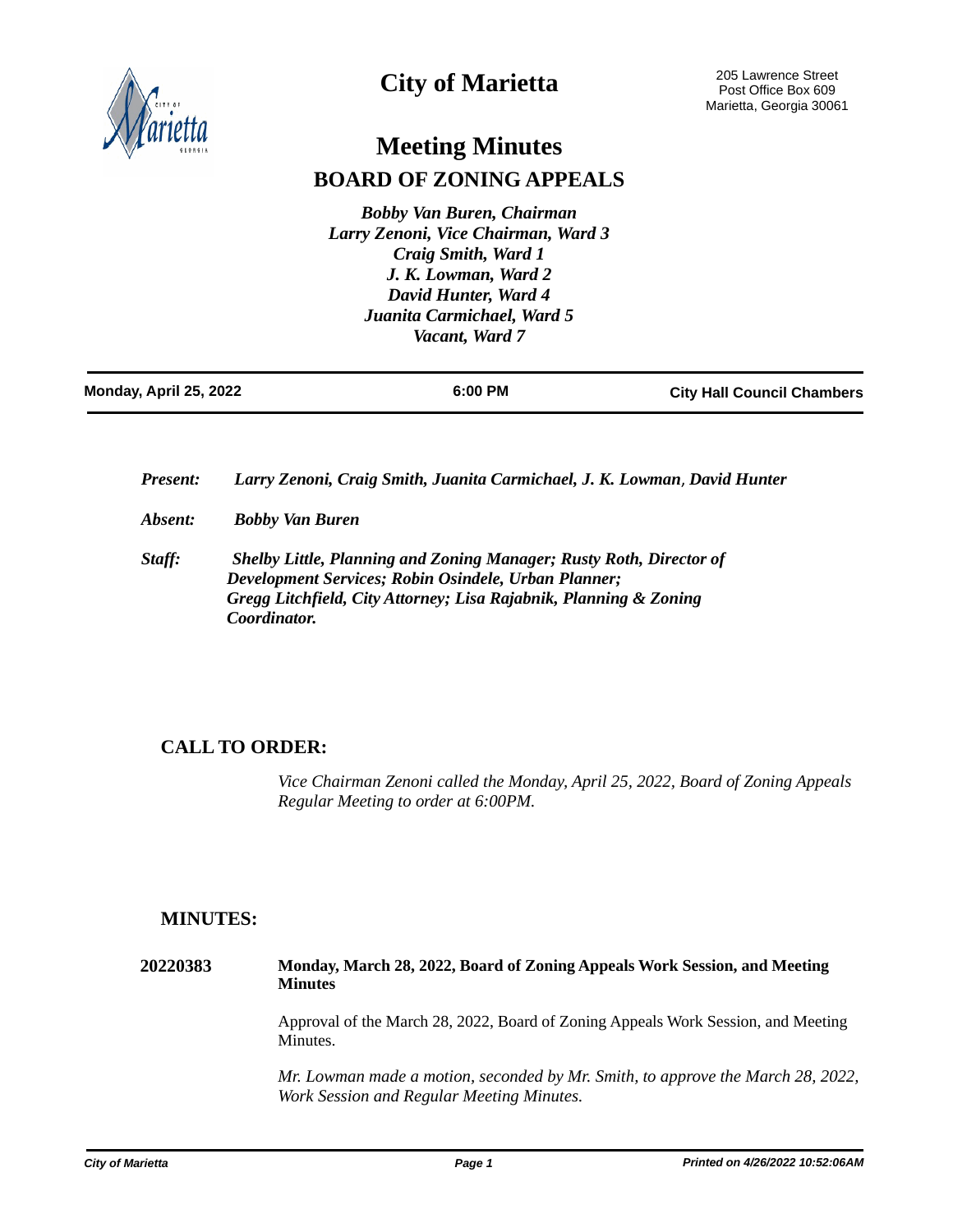# City of Marietta

205 Lawrence Street
Post Office Box 609
Marietta, Georgia 30061

# Meeting Minutes

## BOARD OF ZONING APPEALS

*Bobby Van Buren, Chairman*
*Larry Zenoni, Vice Chairman, Ward 3*
*Craig Smith, Ward 1*
*J. K. Lowman, Ward 2*
*David Hunter, Ward 4*
*Juanita Carmichael, Ward 5*
*Vacant, Ward 7*

**Monday, April 25, 2022** | **6:00 PM** | **City Hall Council Chambers**

---

***Present:*** *Larry Zenoni, Craig Smith, Juanita Carmichael, J. K. Lowman, David Hunter*

***Absent:*** *Bobby Van Buren*

***Staff:*** *Shelby Little, Planning and Zoning Manager; Rusty Roth, Director of Development Services; Robin Osindele, Urban Planner; Gregg Litchfield, City Attorney; Lisa Rajabnik, Planning & Zoning Coordinator.*

## CALL TO ORDER:

*Vice Chairman Zenoni called the Monday, April 25, 2022, Board of Zoning Appeals Regular Meeting to order at 6:00PM.*

## MINUTES:

**20220383** **Monday, March 28, 2022, Board of Zoning Appeals Work Session, and Meeting Minutes**

Approval of the March 28, 2022, Board of Zoning Appeals Work Session, and Meeting Minutes.

*Mr. Lowman made a motion, seconded by Mr. Smith, to approve the March 28, 2022, Work Session and Regular Meeting Minutes.*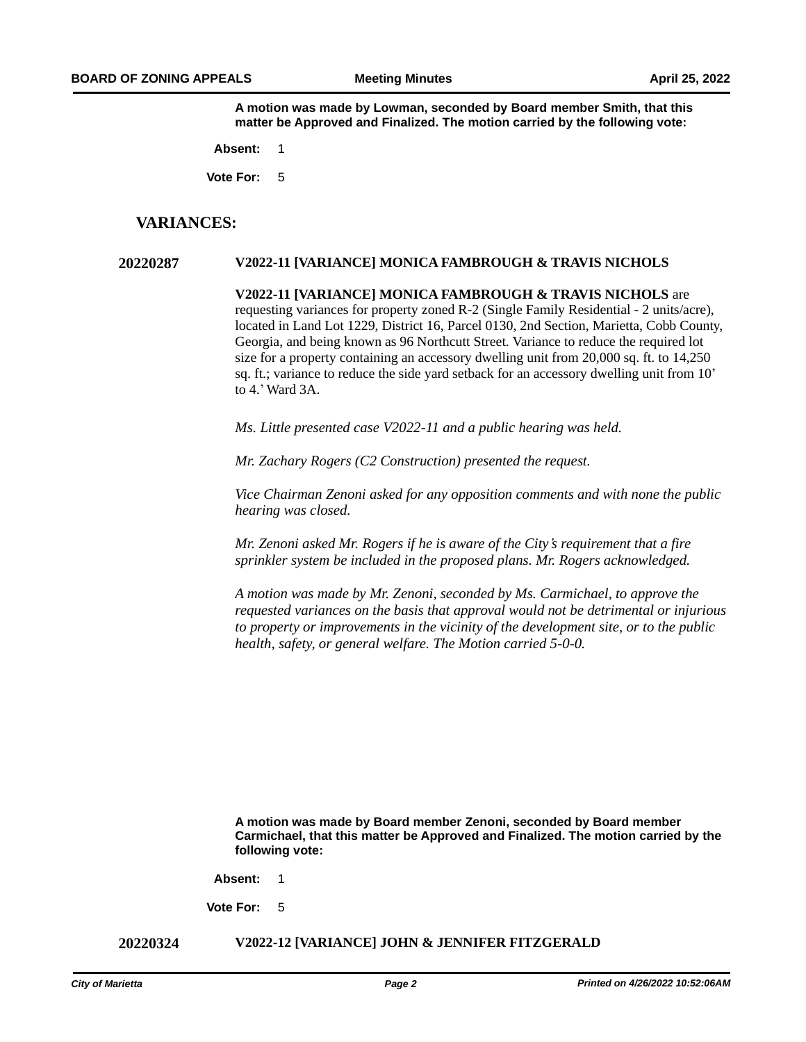**A motion was made by Lowman, seconded by Board member Smith, that this matter be Approved and Finalized. The motion carried by the following vote:**

**Absent:** 1

**Vote For:** 5

## VARIANCES:

**20220287** **V2022-11 [VARIANCE] MONICA FAMBROUGH & TRAVIS NICHOLS**

**V2022-11 [VARIANCE] MONICA FAMBROUGH & TRAVIS NICHOLS** are requesting variances for property zoned R-2 (Single Family Residential - 2 units/acre), located in Land Lot 1229, District 16, Parcel 0130, 2nd Section, Marietta, Cobb County, Georgia, and being known as 96 Northcutt Street. Variance to reduce the required lot size for a property containing an accessory dwelling unit from 20,000 sq. ft. to 14,250 sq. ft.; variance to reduce the side yard setback for an accessory dwelling unit from 10' to 4.' Ward 3A.

*Ms. Little presented case V2022-11 and a public hearing was held.*

*Mr. Zachary Rogers (C2 Construction) presented the request.*

*Vice Chairman Zenoni asked for any opposition comments and with none the public hearing was closed.*

*Mr. Zenoni asked Mr. Rogers if he is aware of the City's requirement that a fire sprinkler system be included in the proposed plans. Mr. Rogers acknowledged.*

*A motion was made by Mr. Zenoni, seconded by Ms. Carmichael, to approve the requested variances on the basis that approval would not be detrimental or injurious to property or improvements in the vicinity of the development site, or to the public health, safety, or general welfare. The Motion carried 5-0-0.*

**A motion was made by Board member Zenoni, seconded by Board member Carmichael, that this matter be Approved and Finalized. The motion carried by the following vote:**

**Absent:** 1

**Vote For:** 5

**20220324** **V2022-12 [VARIANCE] JOHN & JENNIFER FITZGERALD**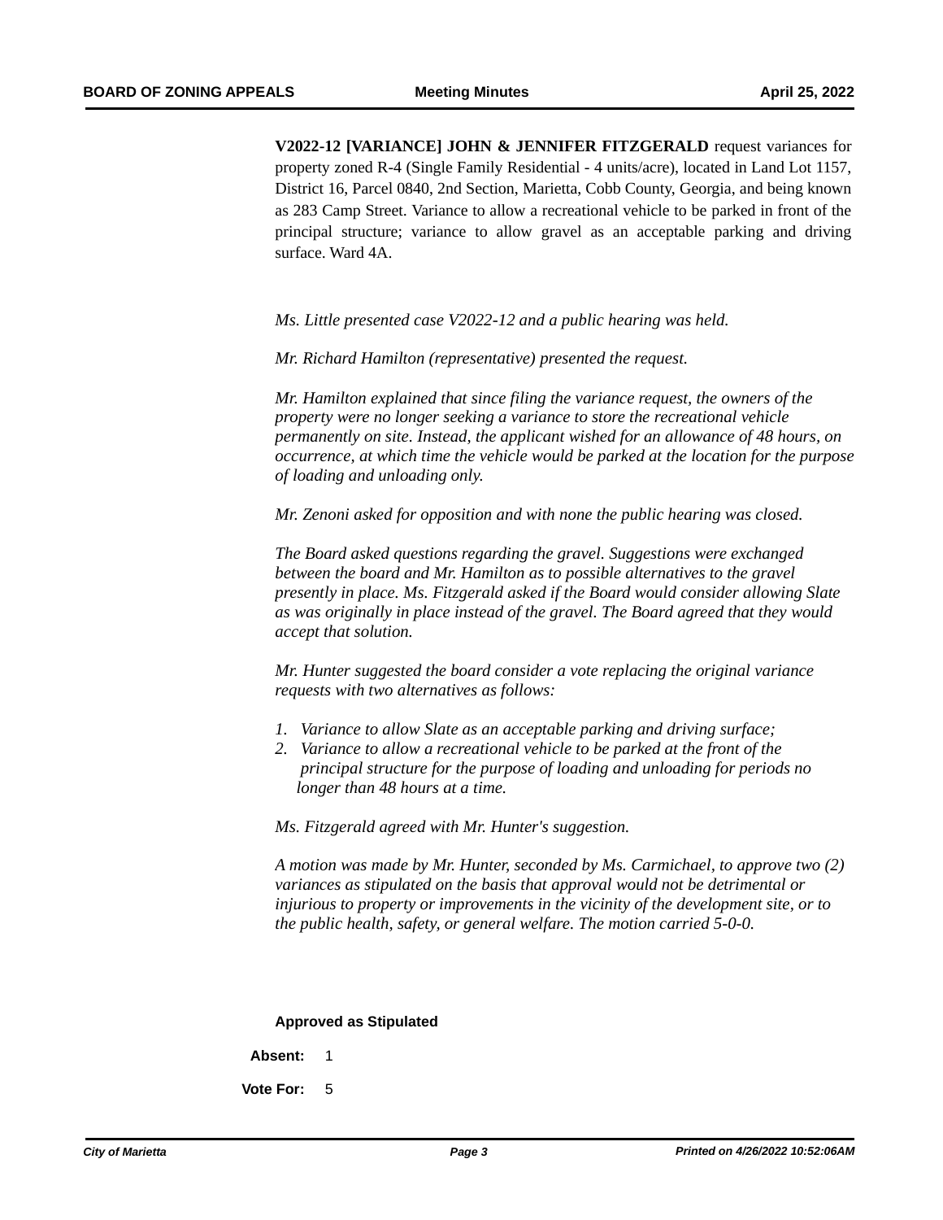**V2022-12 [VARIANCE] JOHN & JENNIFER FITZGERALD** request variances for property zoned R-4 (Single Family Residential - 4 units/acre), located in Land Lot 1157, District 16, Parcel 0840, 2nd Section, Marietta, Cobb County, Georgia, and being known as 283 Camp Street. Variance to allow a recreational vehicle to be parked in front of the principal structure; variance to allow gravel as an acceptable parking and driving surface. Ward 4A.

*Ms. Little presented case V2022-12 and a public hearing was held.*

*Mr. Richard Hamilton (representative) presented the request.*

*Mr. Hamilton explained that since filing the variance request, the owners of the property were no longer seeking a variance to store the recreational vehicle permanently on site. Instead, the applicant wished for an allowance of 48 hours, on occurrence, at which time the vehicle would be parked at the location for the purpose of loading and unloading only.*

*Mr. Zenoni asked for opposition and with none the public hearing was closed.*

*The Board asked questions regarding the gravel. Suggestions were exchanged between the board and Mr. Hamilton as to possible alternatives to the gravel presently in place. Ms. Fitzgerald asked if the Board would consider allowing Slate as was originally in place instead of the gravel. The Board agreed that they would accept that solution.*

*Mr. Hunter suggested the board consider a vote replacing the original variance requests with two alternatives as follows:*

1. *Variance to allow Slate as an acceptable parking and driving surface;*
2. *Variance to allow a recreational vehicle to be parked at the front of the principal structure for the purpose of loading and unloading for periods no longer than 48 hours at a time.*

*Ms. Fitzgerald agreed with Mr. Hunter's suggestion.*

*A motion was made by Mr. Hunter, seconded by Ms. Carmichael, to approve two (2) variances as stipulated on the basis that approval would not be detrimental or injurious to property or improvements in the vicinity of the development site, or to the public health, safety, or general welfare. The motion carried 5-0-0.*

**Approved as Stipulated**

**Absent:** 1

**Vote For:** 5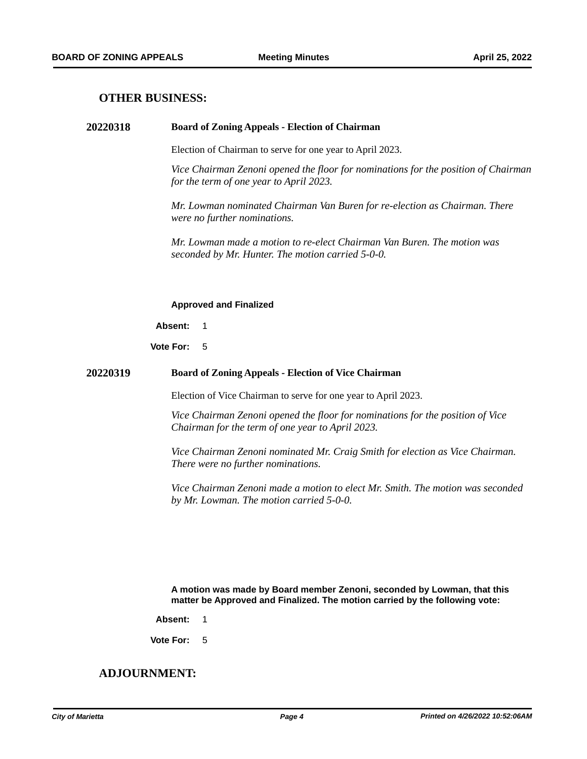## OTHER BUSINESS:

**20220318** **Board of Zoning Appeals - Election of Chairman**

Election of Chairman to serve for one year to April 2023.

*Vice Chairman Zenoni opened the floor for nominations for the position of Chairman for the term of one year to April 2023.*

*Mr. Lowman nominated Chairman Van Buren for re-election as Chairman. There were no further nominations.*

*Mr. Lowman made a motion to re-elect Chairman Van Buren. The motion was seconded by Mr. Hunter. The motion carried 5-0-0.*

**Approved and Finalized**

**Absent:** 1

**Vote For:** 5

**20220319** **Board of Zoning Appeals - Election of Vice Chairman**

Election of Vice Chairman to serve for one year to April 2023.

*Vice Chairman Zenoni opened the floor for nominations for the position of Vice Chairman for the term of one year to April 2023.*

*Vice Chairman Zenoni nominated Mr. Craig Smith for election as Vice Chairman. There were no further nominations.*

*Vice Chairman Zenoni made a motion to elect Mr. Smith. The motion was seconded by Mr. Lowman. The motion carried 5-0-0.*

**A motion was made by Board member Zenoni, seconded by Lowman, that this matter be Approved and Finalized. The motion carried by the following vote:**

**Absent:** 1

**Vote For:** 5

## ADJOURNMENT: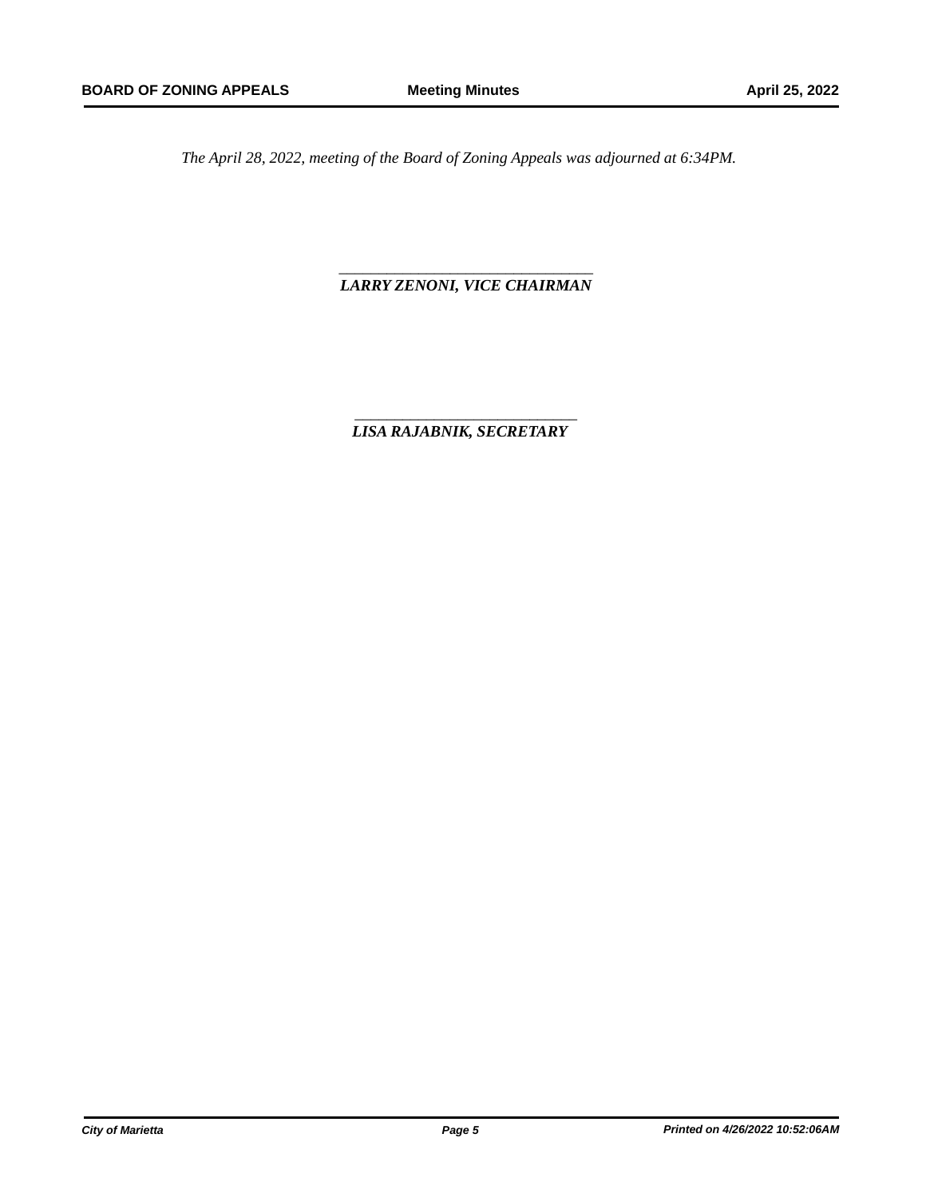*The April 28, 2022, meeting of the Board of Zoning Appeals was adjourned at 6:34PM.*

\_\_\_\_\_\_\_\_\_\_\_\_\_\_\_\_\_\_\_\_\_\_\_\_\_\_\_\_\_\_\_\_\_\_

***LARRY ZENONI, VICE CHAIRMAN***

\_\_\_\_\_\_\_\_\_\_\_\_\_\_\_\_\_\_\_\_\_\_\_\_\_\_\_\_\_\_

***LISA RAJABNIK, SECRETARY***